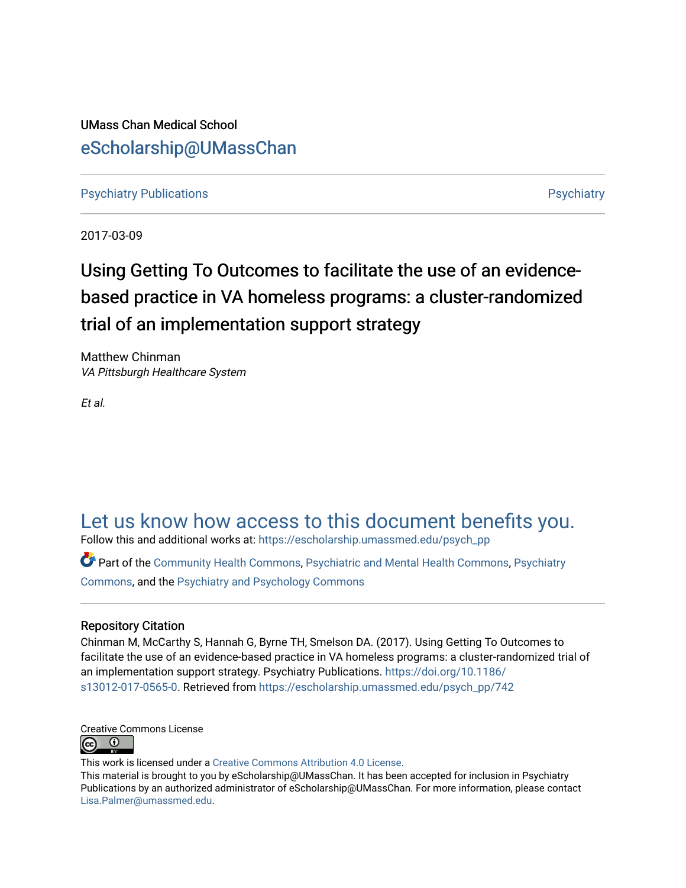UMass Chan Medical School

eScholarship@UMassChan

Psychiatry Publications | Psychiatry

2017-03-09

# Using Getting To Outcomes to facilitate the use of an evidence-based practice in VA homeless programs: a cluster-randomized trial of an implementation support strategy

Matthew Chinman
*VA Pittsburgh Healthcare System*

*Et al.*

## Let us know how access to this document benefits you.

Follow this and additional works at: https://escholarship.umassmed.edu/psych_pp

Part of the Community Health Commons, Psychiatric and Mental Health Commons, Psychiatry Commons, and the Psychiatry and Psychology Commons

### Repository Citation

Chinman M, McCarthy S, Hannah G, Byrne TH, Smelson DA. (2017). Using Getting To Outcomes to facilitate the use of an evidence-based practice in VA homeless programs: a cluster-randomized trial of an implementation support strategy. Psychiatry Publications. https://doi.org/10.1186/s13012-017-0565-0. Retrieved from https://escholarship.umassmed.edu/psych_pp/742

Creative Commons License

This work is licensed under a Creative Commons Attribution 4.0 License.

This material is brought to you by eScholarship@UMassChan. It has been accepted for inclusion in Psychiatry Publications by an authorized administrator of eScholarship@UMassChan. For more information, please contact Lisa.Palmer@umassmed.edu.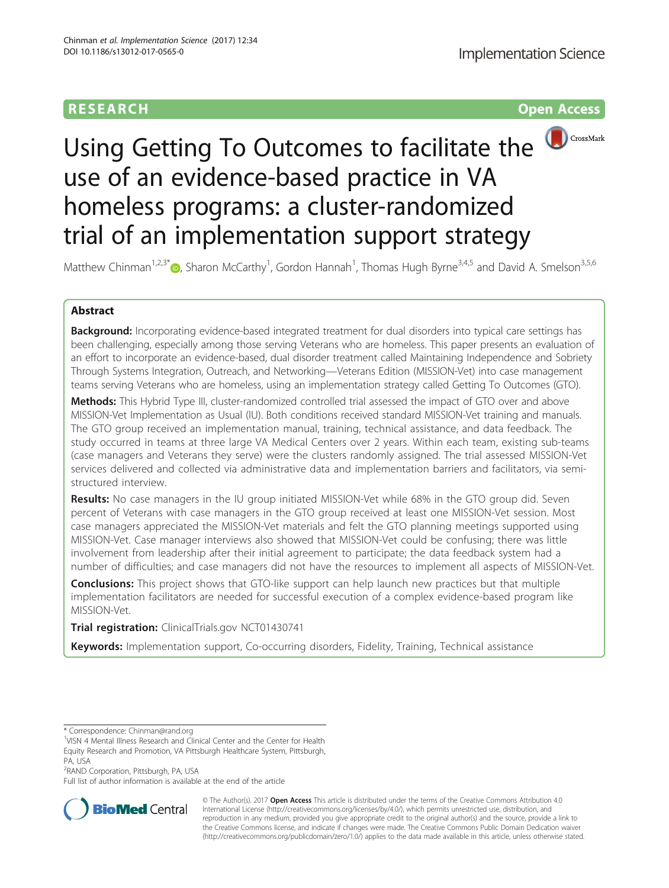# Using Getting To Outcomes to facilitate the use of an evidence-based practice in VA homeless programs: a cluster-randomized trial of an implementation support strategy

Matthew Chinman[1,2,3*], Sharon McCarthy[1], Gordon Hannah[1], Thomas Hugh Byrne[3,4,5] and David A. Smelson[3,5,6]

## Abstract

**Background:** Incorporating evidence-based integrated treatment for dual disorders into typical care settings has been challenging, especially among those serving Veterans who are homeless. This paper presents an evaluation of an effort to incorporate an evidence-based, dual disorder treatment called Maintaining Independence and Sobriety Through Systems Integration, Outreach, and Networking—Veterans Edition (MISSION-Vet) into case management teams serving Veterans who are homeless, using an implementation strategy called Getting To Outcomes (GTO).

**Methods:** This Hybrid Type III, cluster-randomized controlled trial assessed the impact of GTO over and above MISSION-Vet Implementation as Usual (IU). Both conditions received standard MISSION-Vet training and manuals. The GTO group received an implementation manual, training, technical assistance, and data feedback. The study occurred in teams at three large VA Medical Centers over 2 years. Within each team, existing sub-teams (case managers and Veterans they serve) were the clusters randomly assigned. The trial assessed MISSION-Vet services delivered and collected via administrative data and implementation barriers and facilitators, via semi-structured interview.

**Results:** No case managers in the IU group initiated MISSION-Vet while 68% in the GTO group did. Seven percent of Veterans with case managers in the GTO group received at least one MISSION-Vet session. Most case managers appreciated the MISSION-Vet materials and felt the GTO planning meetings supported using MISSION-Vet. Case manager interviews also showed that MISSION-Vet could be confusing; there was little involvement from leadership after their initial agreement to participate; the data feedback system had a number of difficulties; and case managers did not have the resources to implement all aspects of MISSION-Vet.

**Conclusions:** This project shows that GTO-like support can help launch new practices but that multiple implementation facilitators are needed for successful execution of a complex evidence-based program like MISSION-Vet.

**Trial registration:** ClinicalTrials.gov NCT01430741

**Keywords:** Implementation support, Co-occurring disorders, Fidelity, Training, Technical assistance

---

\* Correspondence: Chinman@rand.org

[1]VISN 4 Mental Illness Research and Clinical Center and the Center for Health Equity Research and Promotion, VA Pittsburgh Healthcare System, Pittsburgh, PA, USA

[2]RAND Corporation, Pittsburgh, PA, USA

Full list of author information is available at the end of the article

© The Author(s). 2017 **Open Access** This article is distributed under the terms of the Creative Commons Attribution 4.0 International License (http://creativecommons.org/licenses/by/4.0/), which permits unrestricted use, distribution, and reproduction in any medium, provided you give appropriate credit to the original author(s) and the source, provide a link to the Creative Commons license, and indicate if changes were made. The Creative Commons Public Domain Dedication waiver (http://creativecommons.org/publicdomain/zero/1.0/) applies to the data made available in this article, unless otherwise stated.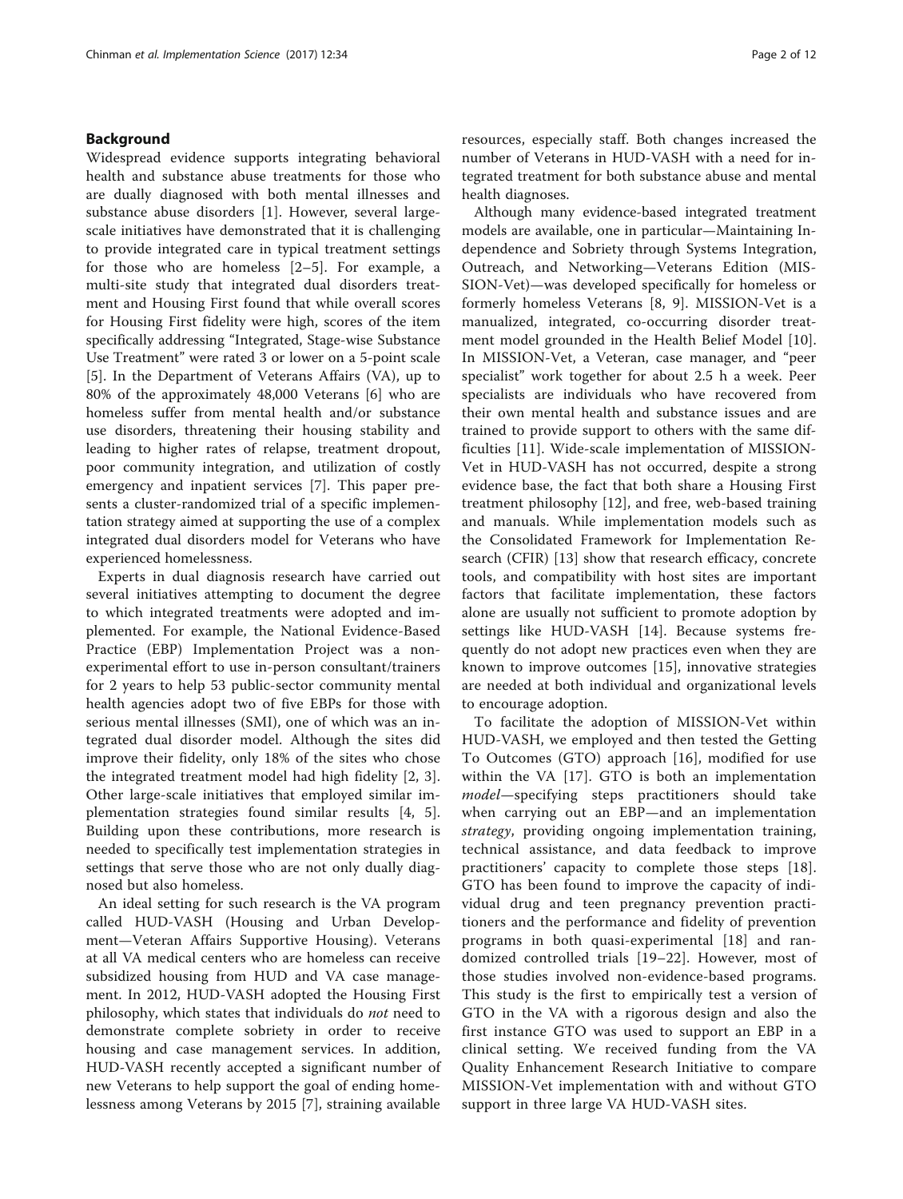## Background

Widespread evidence supports integrating behavioral health and substance abuse treatments for those who are dually diagnosed with both mental illnesses and substance abuse disorders [1]. However, several large-scale initiatives have demonstrated that it is challenging to provide integrated care in typical treatment settings for those who are homeless [2–5]. For example, a multi-site study that integrated dual disorders treatment and Housing First found that while overall scores for Housing First fidelity were high, scores of the item specifically addressing "Integrated, Stage-wise Substance Use Treatment" were rated 3 or lower on a 5-point scale [5]. In the Department of Veterans Affairs (VA), up to 80% of the approximately 48,000 Veterans [6] who are homeless suffer from mental health and/or substance use disorders, threatening their housing stability and leading to higher rates of relapse, treatment dropout, poor community integration, and utilization of costly emergency and inpatient services [7]. This paper presents a cluster-randomized trial of a specific implementation strategy aimed at supporting the use of a complex integrated dual disorders model for Veterans who have experienced homelessness.

Experts in dual diagnosis research have carried out several initiatives attempting to document the degree to which integrated treatments were adopted and implemented. For example, the National Evidence-Based Practice (EBP) Implementation Project was a non-experimental effort to use in-person consultant/trainers for 2 years to help 53 public-sector community mental health agencies adopt two of five EBPs for those with serious mental illnesses (SMI), one of which was an integrated dual disorder model. Although the sites did improve their fidelity, only 18% of the sites who chose the integrated treatment model had high fidelity [2, 3]. Other large-scale initiatives that employed similar implementation strategies found similar results [4, 5]. Building upon these contributions, more research is needed to specifically test implementation strategies in settings that serve those who are not only dually diagnosed but also homeless.

An ideal setting for such research is the VA program called HUD-VASH (Housing and Urban Development—Veteran Affairs Supportive Housing). Veterans at all VA medical centers who are homeless can receive subsidized housing from HUD and VA case management. In 2012, HUD-VASH adopted the Housing First philosophy, which states that individuals do *not* need to demonstrate complete sobriety in order to receive housing and case management services. In addition, HUD-VASH recently accepted a significant number of new Veterans to help support the goal of ending homelessness among Veterans by 2015 [7], straining available resources, especially staff. Both changes increased the number of Veterans in HUD-VASH with a need for integrated treatment for both substance abuse and mental health diagnoses.

Although many evidence-based integrated treatment models are available, one in particular—Maintaining Independence and Sobriety through Systems Integration, Outreach, and Networking—Veterans Edition (MISSION-Vet)—was developed specifically for homeless or formerly homeless Veterans [8, 9]. MISSION-Vet is a manualized, integrated, co-occurring disorder treatment model grounded in the Health Belief Model [10]. In MISSION-Vet, a Veteran, case manager, and "peer specialist" work together for about 2.5 h a week. Peer specialists are individuals who have recovered from their own mental health and substance issues and are trained to provide support to others with the same difficulties [11]. Wide-scale implementation of MISSION-Vet in HUD-VASH has not occurred, despite a strong evidence base, the fact that both share a Housing First treatment philosophy [12], and free, web-based training and manuals. While implementation models such as the Consolidated Framework for Implementation Research (CFIR) [13] show that research efficacy, concrete tools, and compatibility with host sites are important factors that facilitate implementation, these factors alone are usually not sufficient to promote adoption by settings like HUD-VASH [14]. Because systems frequently do not adopt new practices even when they are known to improve outcomes [15], innovative strategies are needed at both individual and organizational levels to encourage adoption.

To facilitate the adoption of MISSION-Vet within HUD-VASH, we employed and then tested the Getting To Outcomes (GTO) approach [16], modified for use within the VA [17]. GTO is both an implementation *model*—specifying steps practitioners should take when carrying out an EBP—and an implementation *strategy*, providing ongoing implementation training, technical assistance, and data feedback to improve practitioners' capacity to complete those steps [18]. GTO has been found to improve the capacity of individual drug and teen pregnancy prevention practitioners and the performance and fidelity of prevention programs in both quasi-experimental [18] and randomized controlled trials [19–22]. However, most of those studies involved non-evidence-based programs. This study is the first to empirically test a version of GTO in the VA with a rigorous design and also the first instance GTO was used to support an EBP in a clinical setting. We received funding from the VA Quality Enhancement Research Initiative to compare MISSION-Vet implementation with and without GTO support in three large VA HUD-VASH sites.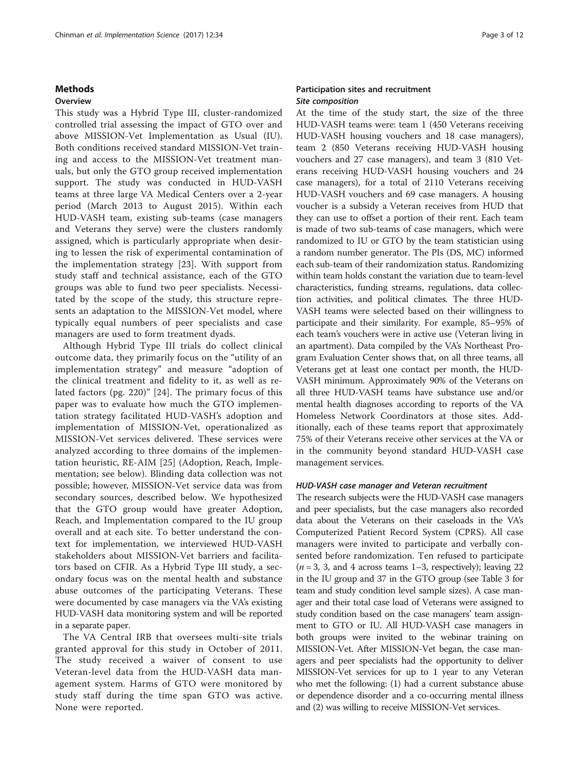## Methods

### Overview

This study was a Hybrid Type III, cluster-randomized controlled trial assessing the impact of GTO over and above MISSION-Vet Implementation as Usual (IU). Both conditions received standard MISSION-Vet training and access to the MISSION-Vet treatment manuals, but only the GTO group received implementation support. The study was conducted in HUD-VASH teams at three large VA Medical Centers over a 2-year period (March 2013 to August 2015). Within each HUD-VASH team, existing sub-teams (case managers and Veterans they serve) were the clusters randomly assigned, which is particularly appropriate when desiring to lessen the risk of experimental contamination of the implementation strategy [23]. With support from study staff and technical assistance, each of the GTO groups was able to fund two peer specialists. Necessitated by the scope of the study, this structure represents an adaptation to the MISSION-Vet model, where typically equal numbers of peer specialists and case managers are used to form treatment dyads.

Although Hybrid Type III trials do collect clinical outcome data, they primarily focus on the "utility of an implementation strategy" and measure "adoption of the clinical treatment and fidelity to it, as well as related factors (pg. 220)" [24]. The primary focus of this paper was to evaluate how much the GTO implementation strategy facilitated HUD-VASH's adoption and implementation of MISSION-Vet, operationalized as MISSION-Vet services delivered. These services were analyzed according to three domains of the implementation heuristic, RE-AIM [25] (Adoption, Reach, Implementation; see below). Blinding data collection was not possible; however, MISSION-Vet service data was from secondary sources, described below. We hypothesized that the GTO group would have greater Adoption, Reach, and Implementation compared to the IU group overall and at each site. To better understand the context for implementation, we interviewed HUD-VASH stakeholders about MISSION-Vet barriers and facilitators based on CFIR. As a Hybrid Type III study, a secondary focus was on the mental health and substance abuse outcomes of the participating Veterans. These were documented by case managers via the VA's existing HUD-VASH data monitoring system and will be reported in a separate paper.

The VA Central IRB that oversees multi-site trials granted approval for this study in October of 2011. The study received a waiver of consent to use Veteran-level data from the HUD-VASH data management system. Harms of GTO were monitored by study staff during the time span GTO was active. None were reported.

### Participation sites and recruitment

#### *Site composition*

At the time of the study start, the size of the three HUD-VASH teams were: team 1 (450 Veterans receiving HUD-VASH housing vouchers and 18 case managers), team 2 (850 Veterans receiving HUD-VASH housing vouchers and 27 case managers), and team 3 (810 Veterans receiving HUD-VASH housing vouchers and 24 case managers), for a total of 2110 Veterans receiving HUD-VASH vouchers and 69 case managers. A housing voucher is a subsidy a Veteran receives from HUD that they can use to offset a portion of their rent. Each team is made of two sub-teams of case managers, which were randomized to IU or GTO by the team statistician using a random number generator. The PIs (DS, MC) informed each sub-team of their randomization status. Randomizing within team holds constant the variation due to team-level characteristics, funding streams, regulations, data collection activities, and political climates. The three HUD-VASH teams were selected based on their willingness to participate and their similarity. For example, 85–95% of each team's vouchers were in active use (Veteran living in an apartment). Data compiled by the VA's Northeast Program Evaluation Center shows that, on all three teams, all Veterans get at least one contact per month, the HUD-VASH minimum. Approximately 90% of the Veterans on all three HUD-VASH teams have substance use and/or mental health diagnoses according to reports of the VA Homeless Network Coordinators at those sites. Additionally, each of these teams report that approximately 75% of their Veterans receive other services at the VA or in the community beyond standard HUD-VASH case management services.

#### *HUD-VASH case manager and Veteran recruitment*

The research subjects were the HUD-VASH case managers and peer specialists, but the case managers also recorded data about the Veterans on their caseloads in the VA's Computerized Patient Record System (CPRS). All case managers were invited to participate and verbally consented before randomization. Ten refused to participate ($n = 3$, 3, and 4 across teams 1–3, respectively); leaving 22 in the IU group and 37 in the GTO group (see Table 3 for team and study condition level sample sizes). A case manager and their total case load of Veterans were assigned to study condition based on the case managers' team assignment to GTO or IU. All HUD-VASH case managers in both groups were invited to the webinar training on MISSION-Vet. After MISSION-Vet began, the case managers and peer specialists had the opportunity to deliver MISSION-Vet services for up to 1 year to any Veteran who met the following: (1) had a current substance abuse or dependence disorder and a co-occurring mental illness and (2) was willing to receive MISSION-Vet services.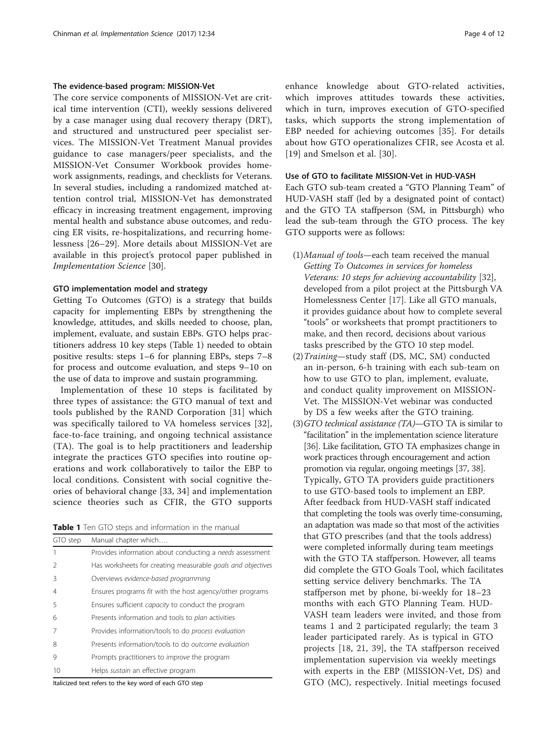### The evidence-based program: MISSION-Vet

The core service components of MISSION-Vet are critical time intervention (CTI), weekly sessions delivered by a case manager using dual recovery therapy (DRT), and structured and unstructured peer specialist services. The MISSION-Vet Treatment Manual provides guidance to case managers/peer specialists, and the MISSION-Vet Consumer Workbook provides homework assignments, readings, and checklists for Veterans. In several studies, including a randomized matched attention control trial, MISSION-Vet has demonstrated efficacy in increasing treatment engagement, improving mental health and substance abuse outcomes, and reducing ER visits, re-hospitalizations, and recurring homelessness [26–29]. More details about MISSION-Vet are available in this project's protocol paper published in *Implementation Science* [30].

### GTO implementation model and strategy

Getting To Outcomes (GTO) is a strategy that builds capacity for implementing EBPs by strengthening the knowledge, attitudes, and skills needed to choose, plan, implement, evaluate, and sustain EBPs. GTO helps practitioners address 10 key steps (Table 1) needed to obtain positive results: steps 1–6 for planning EBPs, steps 7–8 for process and outcome evaluation, and steps 9–10 on the use of data to improve and sustain programming.

Implementation of these 10 steps is facilitated by three types of assistance: the GTO manual of text and tools published by the RAND Corporation [31] which was specifically tailored to VA homeless services [32], face-to-face training, and ongoing technical assistance (TA). The goal is to help practitioners and leadership integrate the practices GTO specifies into routine operations and work collaboratively to tailor the EBP to local conditions. Consistent with social cognitive theories of behavioral change [33, 34] and implementation science theories such as CFIR, the GTO supports enhance knowledge about GTO-related activities, which improves attitudes towards these activities, which in turn, improves execution of GTO-specified tasks, which supports the strong implementation of EBP needed for achieving outcomes [35]. For details about how GTO operationalizes CFIR, see Acosta et al. [19] and Smelson et al. [30].

**Table 1** Ten GTO steps and information in the manual

| GTO step | Manual chapter which…. |
|---|---|
| 1 | Provides information about conducting a *needs* assessment |
| 2 | Has worksheets for creating measurable *goals and objectives* |
| 3 | Overviews *evidence-based programming* |
| 4 | Ensures programs *fit* with the host agency/other programs |
| 5 | Ensures sufficient *capacity* to conduct the program |
| 6 | Presents information and tools to *plan* activities |
| 7 | Provides information/tools to do *process evaluation* |
| 8 | Presents information/tools to do *outcome evaluation* |
| 9 | Prompts practitioners to *improve* the program |
| 10 | Helps *sustain* an effective program |

Italicized text refers to the key word of each GTO step

### Use of GTO to facilitate MISSION-Vet in HUD-VASH

Each GTO sub-team created a "GTO Planning Team" of HUD-VASH staff (led by a designated point of contact) and the GTO TA staffperson (SM, in Pittsburgh) who lead the sub-team through the GTO process. The key GTO supports were as follows:

(1) *Manual of tools*—each team received the manual *Getting To Outcomes in services for homeless Veterans: 10 steps for achieving accountability* [32], developed from a pilot project at the Pittsburgh VA Homelessness Center [17]. Like all GTO manuals, it provides guidance about how to complete several "tools" or worksheets that prompt practitioners to make, and then record, decisions about various tasks prescribed by the GTO 10 step model.

(2) *Training*—study staff (DS, MC, SM) conducted an in-person, 6-h training with each sub-team on how to use GTO to plan, implement, evaluate, and conduct quality improvement on MISSION-Vet. The MISSION-Vet webinar was conducted by DS a few weeks after the GTO training.

(3) *GTO technical assistance (TA)*—GTO TA is similar to "facilitation" in the implementation science literature [36]. Like facilitation, GTO TA emphasizes change in work practices through encouragement and action promotion via regular, ongoing meetings [37, 38]. Typically, GTO TA providers guide practitioners to use GTO-based tools to implement an EBP. After feedback from HUD-VASH staff indicated that completing the tools was overly time-consuming, an adaptation was made so that most of the activities that GTO prescribes (and that the tools address) were completed informally during team meetings with the GTO TA staffperson. However, all teams did complete the GTO Goals Tool, which facilitates setting service delivery benchmarks. The TA staffperson met by phone, bi-weekly for 18–23 months with each GTO Planning Team. HUD-VASH team leaders were invited, and those from teams 1 and 2 participated regularly; the team 3 leader participated rarely. As is typical in GTO projects [18, 21, 39], the TA staffperson received implementation supervision via weekly meetings with experts in the EBP (MISSION-Vet, DS) and GTO (MC), respectively. Initial meetings focused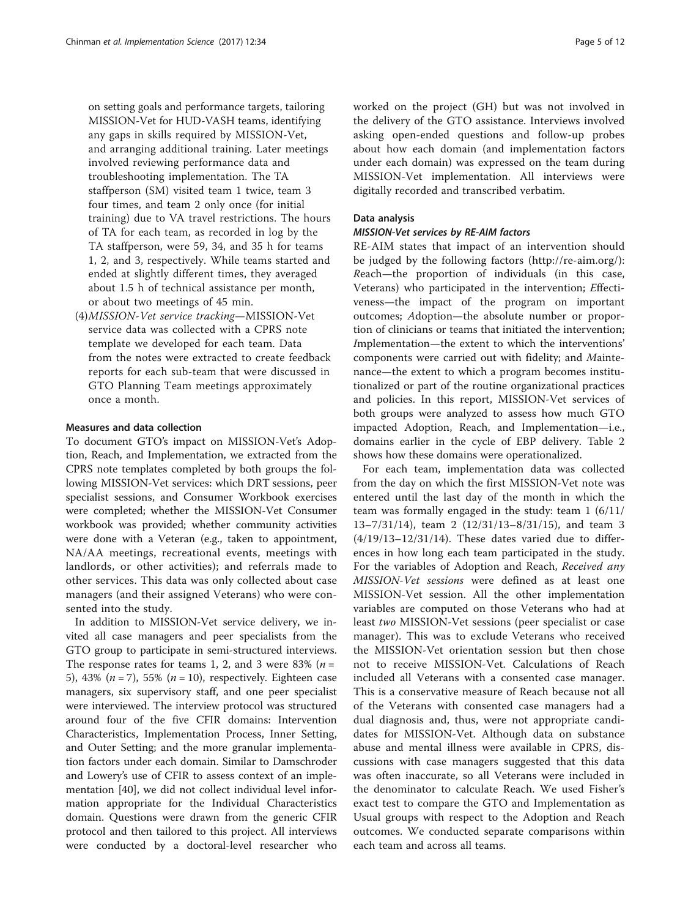on setting goals and performance targets, tailoring MISSION-Vet for HUD-VASH teams, identifying any gaps in skills required by MISSION-Vet, and arranging additional training. Later meetings involved reviewing performance data and troubleshooting implementation. The TA staffperson (SM) visited team 1 twice, team 3 four times, and team 2 only once (for initial training) due to VA travel restrictions. The hours of TA for each team, as recorded in log by the TA staffperson, were 59, 34, and 35 h for teams 1, 2, and 3, respectively. While teams started and ended at slightly different times, they averaged about 1.5 h of technical assistance per month, or about two meetings of 45 min.

(4) *MISSION-Vet service tracking*—MISSION-Vet service data was collected with a CPRS note template we developed for each team. Data from the notes were extracted to create feedback reports for each sub-team that were discussed in GTO Planning Team meetings approximately once a month.

### Measures and data collection

To document GTO's impact on MISSION-Vet's Adoption, Reach, and Implementation, we extracted from the CPRS note templates completed by both groups the following MISSION-Vet services: which DRT sessions, peer specialist sessions, and Consumer Workbook exercises were completed; whether the MISSION-Vet Consumer workbook was provided; whether community activities were done with a Veteran (e.g., taken to appointment, NA/AA meetings, recreational events, meetings with landlords, or other activities); and referrals made to other services. This data was only collected about case managers (and their assigned Veterans) who were consented into the study.

In addition to MISSION-Vet service delivery, we invited all case managers and peer specialists from the GTO group to participate in semi-structured interviews. The response rates for teams 1, 2, and 3 were 83% ($n$ = 5), 43% ($n$ = 7), 55% ($n$ = 10), respectively. Eighteen case managers, six supervisory staff, and one peer specialist were interviewed. The interview protocol was structured around four of the five CFIR domains: Intervention Characteristics, Implementation Process, Inner Setting, and Outer Setting; and the more granular implementation factors under each domain. Similar to Damschroder and Lowery's use of CFIR to assess context of an implementation [40], we did not collect individual level information appropriate for the Individual Characteristics domain. Questions were drawn from the generic CFIR protocol and then tailored to this project. All interviews were conducted by a doctoral-level researcher who worked on the project (GH) but was not involved in the delivery of the GTO assistance. Interviews involved asking open-ended questions and follow-up probes about how each domain (and implementation factors under each domain) was expressed on the team during MISSION-Vet implementation. All interviews were digitally recorded and transcribed verbatim.

### Data analysis

#### *MISSION-Vet services by RE-AIM factors*

RE-AIM states that impact of an intervention should be judged by the following factors (http://re-aim.org/): *R*each—the proportion of individuals (in this case, Veterans) who participated in the intervention; *E*ffectiveness—the impact of the program on important outcomes; *A*doption—the absolute number or proportion of clinicians or teams that initiated the intervention; *I*mplementation—the extent to which the interventions' components were carried out with fidelity; and *M*aintenance—the extent to which a program becomes institutionalized or part of the routine organizational practices and policies. In this report, MISSION-Vet services of both groups were analyzed to assess how much GTO impacted Adoption, Reach, and Implementation—i.e., domains earlier in the cycle of EBP delivery. Table 2 shows how these domains were operationalized.

For each team, implementation data was collected from the day on which the first MISSION-Vet note was entered until the last day of the month in which the team was formally engaged in the study: team 1 (6/11/13–7/31/14), team 2 (12/31/13–8/31/15), and team 3 (4/19/13–12/31/14). These dates varied due to differences in how long each team participated in the study. For the variables of Adoption and Reach, *Received any MISSION-Vet sessions* were defined as at least one MISSION-Vet session. All the other implementation variables are computed on those Veterans who had at least *two* MISSION-Vet sessions (peer specialist or case manager). This was to exclude Veterans who received the MISSION-Vet orientation session but then chose not to receive MISSION-Vet. Calculations of Reach included all Veterans with a consented case manager. This is a conservative measure of Reach because not all of the Veterans with consented case managers had a dual diagnosis and, thus, were not appropriate candidates for MISSION-Vet. Although data on substance abuse and mental illness were available in CPRS, discussions with case managers suggested that this data was often inaccurate, so all Veterans were included in the denominator to calculate Reach. We used Fisher's exact test to compare the GTO and Implementation as Usual groups with respect to the Adoption and Reach outcomes. We conducted separate comparisons within each team and across all teams.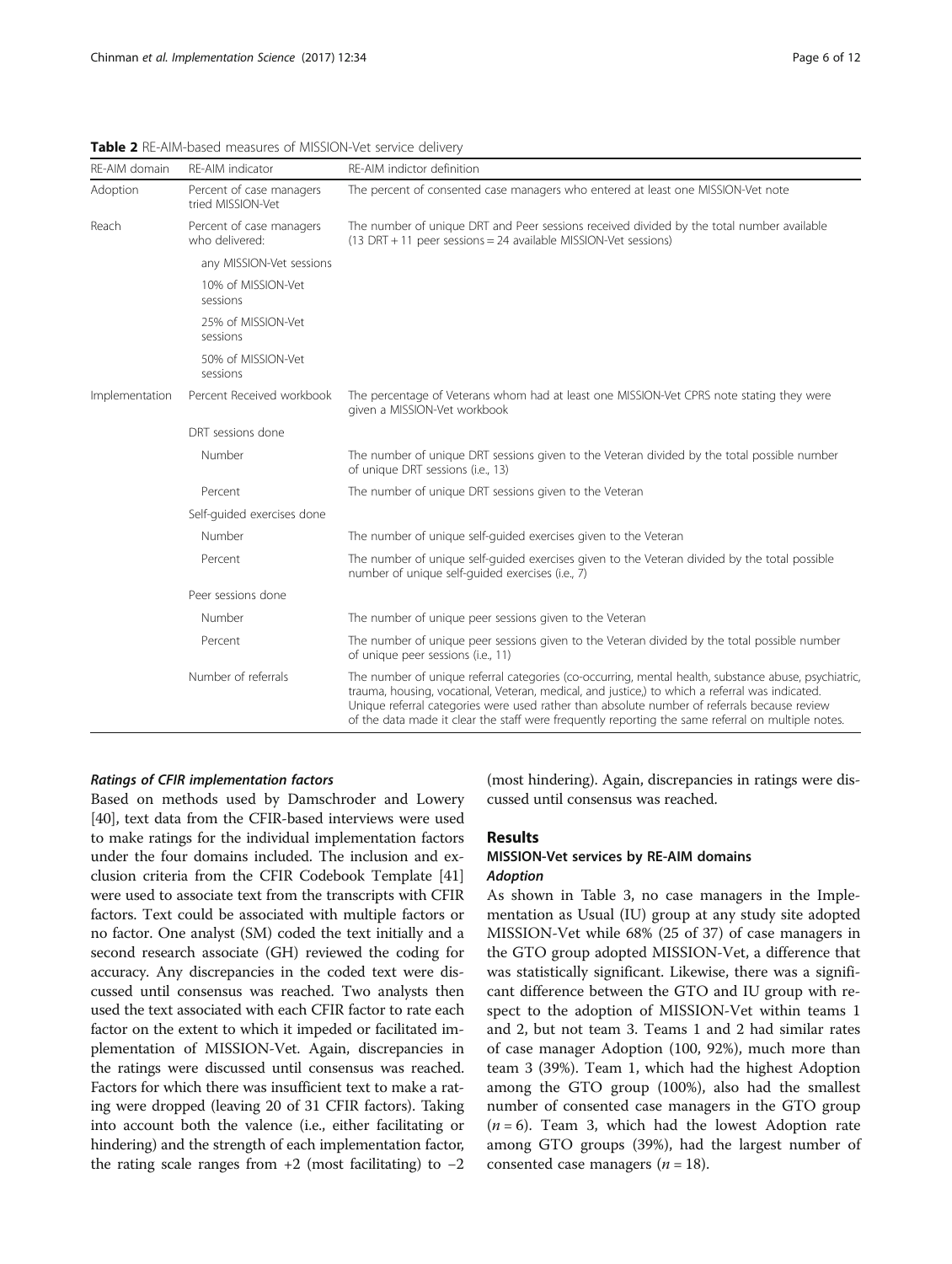**Table 2** RE-AIM-based measures of MISSION-Vet service delivery

| RE-AIM domain | RE-AIM indicator | RE-AIM indictor definition |
| --- | --- | --- |
| Adoption | Percent of case managers tried MISSION-Vet | The percent of consented case managers who entered at least one MISSION-Vet note |
| Reach | Percent of case managers who delivered: | The number of unique DRT and Peer sessions received divided by the total number available (13 DRT + 11 peer sessions = 24 available MISSION-Vet sessions) |
| | any MISSION-Vet sessions | |
| | 10% of MISSION-Vet sessions | |
| | 25% of MISSION-Vet sessions | |
| | 50% of MISSION-Vet sessions | |
| Implementation | Percent Received workbook | The percentage of Veterans whom had at least one MISSION-Vet CPRS note stating they were given a MISSION-Vet workbook |
| | DRT sessions done | |
| | Number | The number of unique DRT sessions given to the Veteran divided by the total possible number of unique DRT sessions (i.e., 13) |
| | Percent | The number of unique DRT sessions given to the Veteran |
| | Self-guided exercises done | |
| | Number | The number of unique self-guided exercises given to the Veteran |
| | Percent | The number of unique self-guided exercises given to the Veteran divided by the total possible number of unique self-guided exercises (i.e., 7) |
| | Peer sessions done | |
| | Number | The number of unique peer sessions given to the Veteran |
| | Percent | The number of unique peer sessions given to the Veteran divided by the total possible number of unique peer sessions (i.e., 11) |
| | Number of referrals | The number of unique referral categories (co-occurring, mental health, substance abuse, psychiatric, trauma, housing, vocational, Veteran, medical, and justice,) to which a referral was indicated. Unique referral categories were used rather than absolute number of referrals because review of the data made it clear the staff were frequently reporting the same referral on multiple notes. |

#### *Ratings of CFIR implementation factors*

Based on methods used by Damschroder and Lowery [40], text data from the CFIR-based interviews were used to make ratings for the individual implementation factors under the four domains included. The inclusion and exclusion criteria from the CFIR Codebook Template [41] were used to associate text from the transcripts with CFIR factors. Text could be associated with multiple factors or no factor. One analyst (SM) coded the text initially and a second research associate (GH) reviewed the coding for accuracy. Any discrepancies in the coded text were discussed until consensus was reached. Two analysts then used the text associated with each CFIR factor to rate each factor on the extent to which it impeded or facilitated implementation of MISSION-Vet. Again, discrepancies in the ratings were discussed until consensus was reached. Factors for which there was insufficient text to make a rating were dropped (leaving 20 of 31 CFIR factors). Taking into account both the valence (i.e., either facilitating or hindering) and the strength of each implementation factor, the rating scale ranges from +2 (most facilitating) to −2 (most hindering). Again, discrepancies in ratings were discussed until consensus was reached.

## Results

### MISSION-Vet services by RE-AIM domains

#### *Adoption*

As shown in Table 3, no case managers in the Implementation as Usual (IU) group at any study site adopted MISSION-Vet while 68% (25 of 37) of case managers in the GTO group adopted MISSION-Vet, a difference that was statistically significant. Likewise, there was a significant difference between the GTO and IU group with respect to the adoption of MISSION-Vet within teams 1 and 2, but not team 3. Teams 1 and 2 had similar rates of case manager Adoption (100, 92%), much more than team 3 (39%). Team 1, which had the highest Adoption among the GTO group (100%), also had the smallest number of consented case managers in the GTO group ($n = 6$). Team 3, which had the lowest Adoption rate among GTO groups (39%), had the largest number of consented case managers ($n = 18$).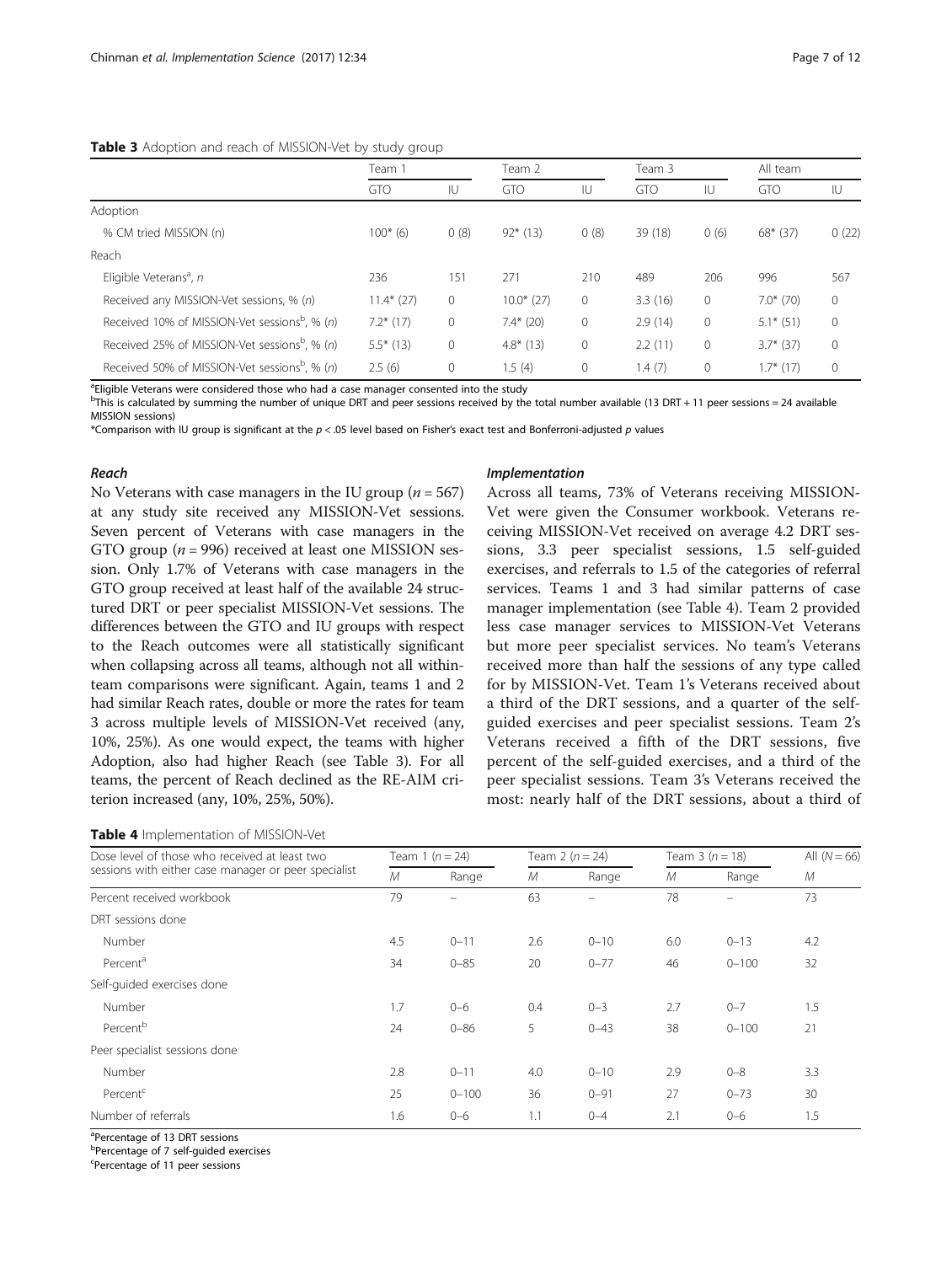**Table 3** Adoption and reach of MISSION-Vet by study group

| | Team 1 | | Team 2 | | Team 3 | | All team | |
|---|---|---|---|---|---|---|---|---|
| | GTO | IU | GTO | IU | GTO | IU | GTO | IU |
| Adoption | | | | | | | | |
| % CM tried MISSION (n) | 100* (6) | 0 (8) | 92* (13) | 0 (8) | 39 (18) | 0 (6) | 68* (37) | 0 (22) |
| Reach | | | | | | | | |
| Eligible Veterans[a], *n* | 236 | 151 | 271 | 210 | 489 | 206 | 996 | 567 |
| Received any MISSION-Vet sessions, % (*n*) | 11.4* (27) | 0 | 10.0* (27) | 0 | 3.3 (16) | 0 | 7.0* (70) | 0 |
| Received 10% of MISSION-Vet sessions[b], % (*n*) | 7.2* (17) | 0 | 7.4* (20) | 0 | 2.9 (14) | 0 | 5.1* (51) | 0 |
| Received 25% of MISSION-Vet sessions[b], % (*n*) | 5.5* (13) | 0 | 4.8* (13) | 0 | 2.2 (11) | 0 | 3.7* (37) | 0 |
| Received 50% of MISSION-Vet sessions[b], % (*n*) | 2.5 (6) | 0 | 1.5 (4) | 0 | 1.4 (7) | 0 | 1.7* (17) | 0 |

[a]Eligible Veterans were considered those who had a case manager consented into the study

[b]This is calculated by summing the number of unique DRT and peer sessions received by the total number available (13 DRT + 11 peer sessions = 24 available MISSION sessions)

*Comparison with IU group is significant at the $p < .05$ level based on Fisher's exact test and Bonferroni-adjusted $p$ values

#### *Reach*

No Veterans with case managers in the IU group ($n = 567$) at any study site received any MISSION-Vet sessions. Seven percent of Veterans with case managers in the GTO group ($n = 996$) received at least one MISSION session. Only 1.7% of Veterans with case managers in the GTO group received at least half of the available 24 structured DRT or peer specialist MISSION-Vet sessions. The differences between the GTO and IU groups with respect to the Reach outcomes were all statistically significant when collapsing across all teams, although not all within-team comparisons were significant. Again, teams 1 and 2 had similar Reach rates, double or more the rates for team 3 across multiple levels of MISSION-Vet received (any, 10%, 25%). As one would expect, the teams with higher Adoption, also had higher Reach (see Table 3). For all teams, the percent of Reach declined as the RE-AIM criterion increased (any, 10%, 25%, 50%).

#### *Implementation*

Across all teams, 73% of Veterans receiving MISSION-Vet were given the Consumer workbook. Veterans receiving MISSION-Vet received on average 4.2 DRT sessions, 3.3 peer specialist sessions, 1.5 self-guided exercises, and referrals to 1.5 of the categories of referral services. Teams 1 and 3 had similar patterns of case manager implementation (see Table 4). Team 2 provided less case manager services to MISSION-Vet Veterans but more peer specialist services. No team's Veterans received more than half the sessions of any type called for by MISSION-Vet. Team 1's Veterans received about a third of the DRT sessions, and a quarter of the self-guided exercises and peer specialist sessions. Team 2's Veterans received a fifth of the DRT sessions, five percent of the self-guided exercises, and a third of the peer specialist sessions. Team 3's Veterans received the most: nearly half of the DRT sessions, about a third of

**Table 4** Implementation of MISSION-Vet

| Dose level of those who received at least two sessions with either case manager or peer specialist | Team 1 ($n = 24$) | | Team 2 ($n = 24$) | | Team 3 ($n = 18$) | | All ($N = 66$) |
|---|---|---|---|---|---|---|---|
| | *M* | Range | *M* | Range | *M* | Range | *M* |
| Percent received workbook | 79 | – | 63 | – | 78 | – | 73 |
| DRT sessions done | | | | | | | |
| Number | 4.5 | 0–11 | 2.6 | 0–10 | 6.0 | 0–13 | 4.2 |
| Percent[a] | 34 | 0–85 | 20 | 0–77 | 46 | 0–100 | 32 |
| Self-guided exercises done | | | | | | | |
| Number | 1.7 | 0–6 | 0.4 | 0–3 | 2.7 | 0–7 | 1.5 |
| Percent[b] | 24 | 0–86 | 5 | 0–43 | 38 | 0–100 | 21 |
| Peer specialist sessions done | | | | | | | |
| Number | 2.8 | 0–11 | 4.0 | 0–10 | 2.9 | 0–8 | 3.3 |
| Percent[c] | 25 | 0–100 | 36 | 0–91 | 27 | 0–73 | 30 |
| Number of referrals | 1.6 | 0–6 | 1.1 | 0–4 | 2.1 | 0–6 | 1.5 |

[a]Percentage of 13 DRT sessions

[b]Percentage of 7 self-guided exercises

[c]Percentage of 11 peer sessions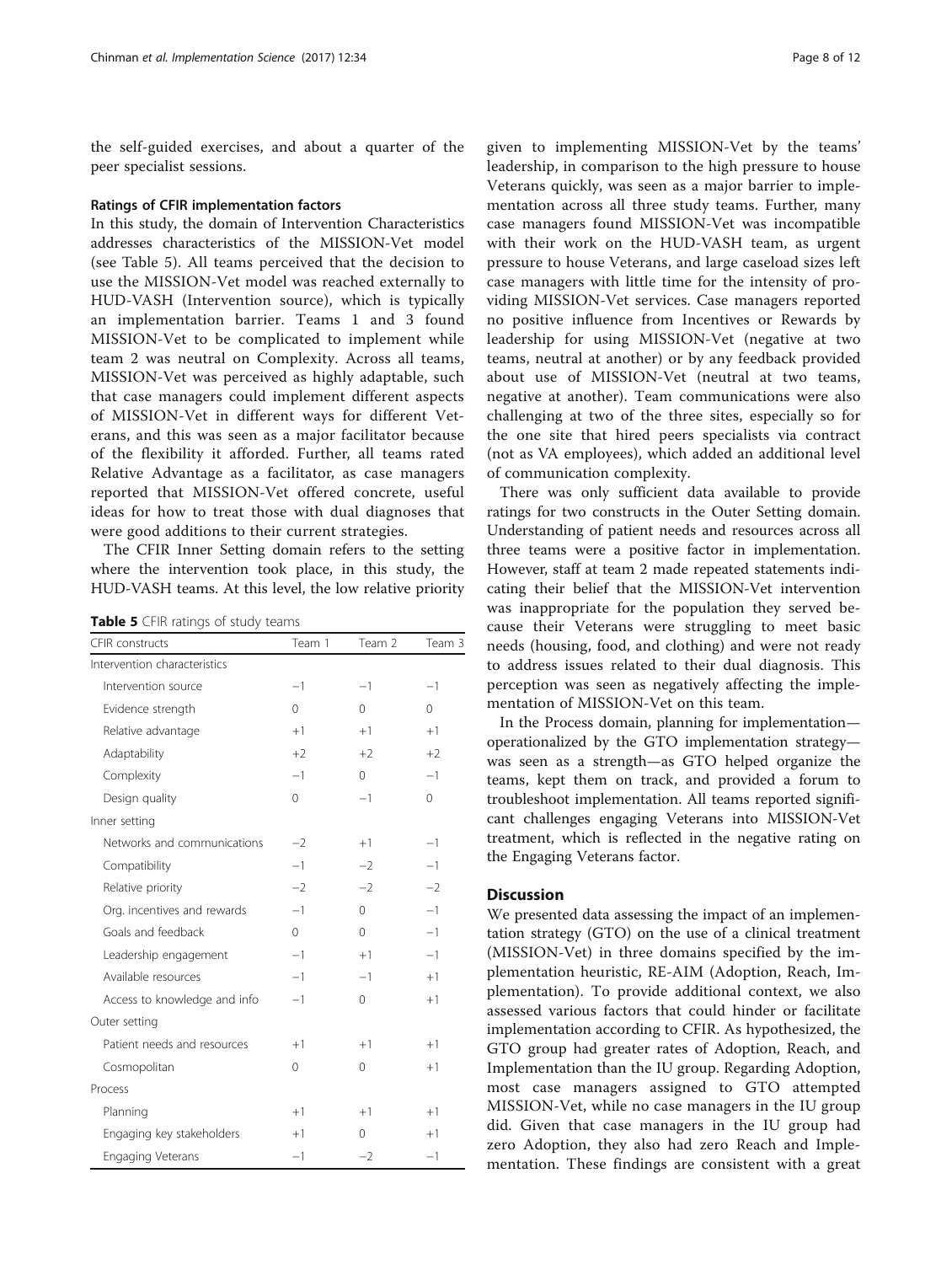the self-guided exercises, and about a quarter of the peer specialist sessions.

#### Ratings of CFIR implementation factors

In this study, the domain of Intervention Characteristics addresses characteristics of the MISSION-Vet model (see Table 5). All teams perceived that the decision to use the MISSION-Vet model was reached externally to HUD-VASH (Intervention source), which is typically an implementation barrier. Teams 1 and 3 found MISSION-Vet to be complicated to implement while team 2 was neutral on Complexity. Across all teams, MISSION-Vet was perceived as highly adaptable, such that case managers could implement different aspects of MISSION-Vet in different ways for different Veterans, and this was seen as a major facilitator because of the flexibility it afforded. Further, all teams rated Relative Advantage as a facilitator, as case managers reported that MISSION-Vet offered concrete, useful ideas for how to treat those with dual diagnoses that were good additions to their current strategies.

The CFIR Inner Setting domain refers to the setting where the intervention took place, in this study, the HUD-VASH teams. At this level, the low relative priority given to implementing MISSION-Vet by the teams' leadership, in comparison to the high pressure to house Veterans quickly, was seen as a major barrier to implementation across all three study teams. Further, many case managers found MISSION-Vet was incompatible with their work on the HUD-VASH team, as urgent pressure to house Veterans, and large caseload sizes left case managers with little time for the intensity of providing MISSION-Vet services. Case managers reported no positive influence from Incentives or Rewards by leadership for using MISSION-Vet (negative at two teams, neutral at another) or by any feedback provided about use of MISSION-Vet (neutral at two teams, negative at another). Team communications were also challenging at two of the three sites, especially so for the one site that hired peers specialists via contract (not as VA employees), which added an additional level of communication complexity.

**Table 5** CFIR ratings of study teams

| CFIR constructs | Team 1 | Team 2 | Team 3 |
|---|---|---|---|
| Intervention characteristics | | | |
| Intervention source | −1 | −1 | −1 |
| Evidence strength | 0 | 0 | 0 |
| Relative advantage | +1 | +1 | +1 |
| Adaptability | +2 | +2 | +2 |
| Complexity | −1 | 0 | −1 |
| Design quality | 0 | −1 | 0 |
| Inner setting | | | |
| Networks and communications | −2 | +1 | −1 |
| Compatibility | −1 | −2 | −1 |
| Relative priority | −2 | −2 | −2 |
| Org. incentives and rewards | −1 | 0 | −1 |
| Goals and feedback | 0 | 0 | −1 |
| Leadership engagement | −1 | +1 | −1 |
| Available resources | −1 | −1 | +1 |
| Access to knowledge and info | −1 | 0 | +1 |
| Outer setting | | | |
| Patient needs and resources | +1 | +1 | +1 |
| Cosmopolitan | 0 | 0 | +1 |
| Process | | | |
| Planning | +1 | +1 | +1 |
| Engaging key stakeholders | +1 | 0 | +1 |
| Engaging Veterans | −1 | −2 | −1 |

There was only sufficient data available to provide ratings for two constructs in the Outer Setting domain. Understanding of patient needs and resources across all three teams were a positive factor in implementation. However, staff at team 2 made repeated statements indicating their belief that the MISSION-Vet intervention was inappropriate for the population they served because their Veterans were struggling to meet basic needs (housing, food, and clothing) and were not ready to address issues related to their dual diagnosis. This perception was seen as negatively affecting the implementation of MISSION-Vet on this team.

In the Process domain, planning for implementation—operationalized by the GTO implementation strategy—was seen as a strength—as GTO helped organize the teams, kept them on track, and provided a forum to troubleshoot implementation. All teams reported significant challenges engaging Veterans into MISSION-Vet treatment, which is reflected in the negative rating on the Engaging Veterans factor.

## Discussion

We presented data assessing the impact of an implementation strategy (GTO) on the use of a clinical treatment (MISSION-Vet) in three domains specified by the implementation heuristic, RE-AIM (Adoption, Reach, Implementation). To provide additional context, we also assessed various factors that could hinder or facilitate implementation according to CFIR. As hypothesized, the GTO group had greater rates of Adoption, Reach, and Implementation than the IU group. Regarding Adoption, most case managers assigned to GTO attempted MISSION-Vet, while no case managers in the IU group did. Given that case managers in the IU group had zero Adoption, they also had zero Reach and Implementation. These findings are consistent with a great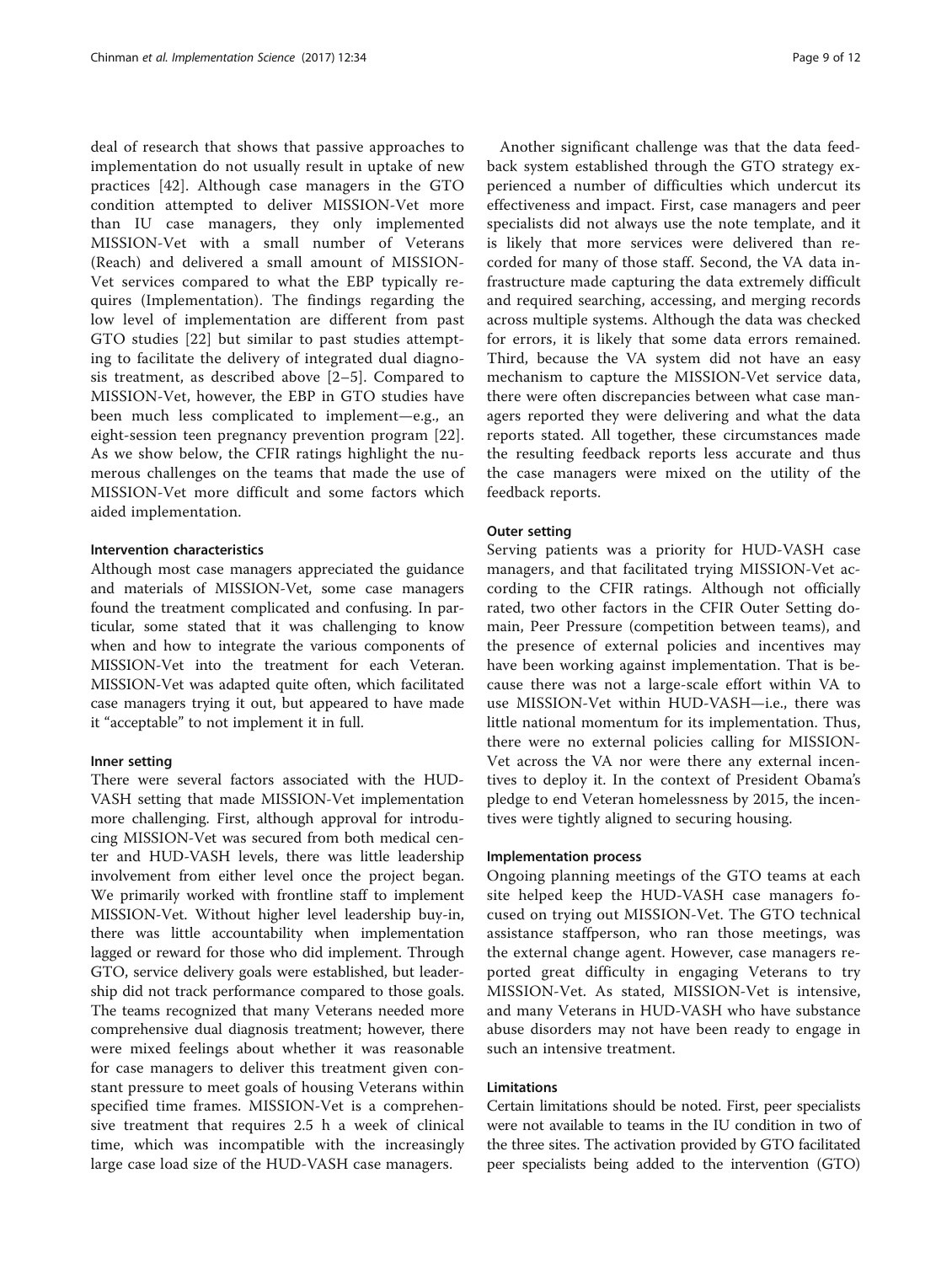deal of research that shows that passive approaches to implementation do not usually result in uptake of new practices [42]. Although case managers in the GTO condition attempted to deliver MISSION-Vet more than IU case managers, they only implemented MISSION-Vet with a small number of Veterans (Reach) and delivered a small amount of MISSION-Vet services compared to what the EBP typically requires (Implementation). The findings regarding the low level of implementation are different from past GTO studies [22] but similar to past studies attempting to facilitate the delivery of integrated dual diagnosis treatment, as described above [2–5]. Compared to MISSION-Vet, however, the EBP in GTO studies have been much less complicated to implement—e.g., an eight-session teen pregnancy prevention program [22]. As we show below, the CFIR ratings highlight the numerous challenges on the teams that made the use of MISSION-Vet more difficult and some factors which aided implementation.

#### Intervention characteristics

Although most case managers appreciated the guidance and materials of MISSION-Vet, some case managers found the treatment complicated and confusing. In particular, some stated that it was challenging to know when and how to integrate the various components of MISSION-Vet into the treatment for each Veteran. MISSION-Vet was adapted quite often, which facilitated case managers trying it out, but appeared to have made it "acceptable" to not implement it in full.

#### Inner setting

There were several factors associated with the HUD-VASH setting that made MISSION-Vet implementation more challenging. First, although approval for introducing MISSION-Vet was secured from both medical center and HUD-VASH levels, there was little leadership involvement from either level once the project began. We primarily worked with frontline staff to implement MISSION-Vet. Without higher level leadership buy-in, there was little accountability when implementation lagged or reward for those who did implement. Through GTO, service delivery goals were established, but leadership did not track performance compared to those goals. The teams recognized that many Veterans needed more comprehensive dual diagnosis treatment; however, there were mixed feelings about whether it was reasonable for case managers to deliver this treatment given constant pressure to meet goals of housing Veterans within specified time frames. MISSION-Vet is a comprehensive treatment that requires 2.5 h a week of clinical time, which was incompatible with the increasingly large case load size of the HUD-VASH case managers.

Another significant challenge was that the data feedback system established through the GTO strategy experienced a number of difficulties which undercut its effectiveness and impact. First, case managers and peer specialists did not always use the note template, and it is likely that more services were delivered than recorded for many of those staff. Second, the VA data infrastructure made capturing the data extremely difficult and required searching, accessing, and merging records across multiple systems. Although the data was checked for errors, it is likely that some data errors remained. Third, because the VA system did not have an easy mechanism to capture the MISSION-Vet service data, there were often discrepancies between what case managers reported they were delivering and what the data reports stated. All together, these circumstances made the resulting feedback reports less accurate and thus the case managers were mixed on the utility of the feedback reports.

#### Outer setting

Serving patients was a priority for HUD-VASH case managers, and that facilitated trying MISSION-Vet according to the CFIR ratings. Although not officially rated, two other factors in the CFIR Outer Setting domain, Peer Pressure (competition between teams), and the presence of external policies and incentives may have been working against implementation. That is because there was not a large-scale effort within VA to use MISSION-Vet within HUD-VASH—i.e., there was little national momentum for its implementation. Thus, there were no external policies calling for MISSION-Vet across the VA nor were there any external incentives to deploy it. In the context of President Obama's pledge to end Veteran homelessness by 2015, the incentives were tightly aligned to securing housing.

#### Implementation process

Ongoing planning meetings of the GTO teams at each site helped keep the HUD-VASH case managers focused on trying out MISSION-Vet. The GTO technical assistance staffperson, who ran those meetings, was the external change agent. However, case managers reported great difficulty in engaging Veterans to try MISSION-Vet. As stated, MISSION-Vet is intensive, and many Veterans in HUD-VASH who have substance abuse disorders may not have been ready to engage in such an intensive treatment.

### Limitations

Certain limitations should be noted. First, peer specialists were not available to teams in the IU condition in two of the three sites. The activation provided by GTO facilitated peer specialists being added to the intervention (GTO)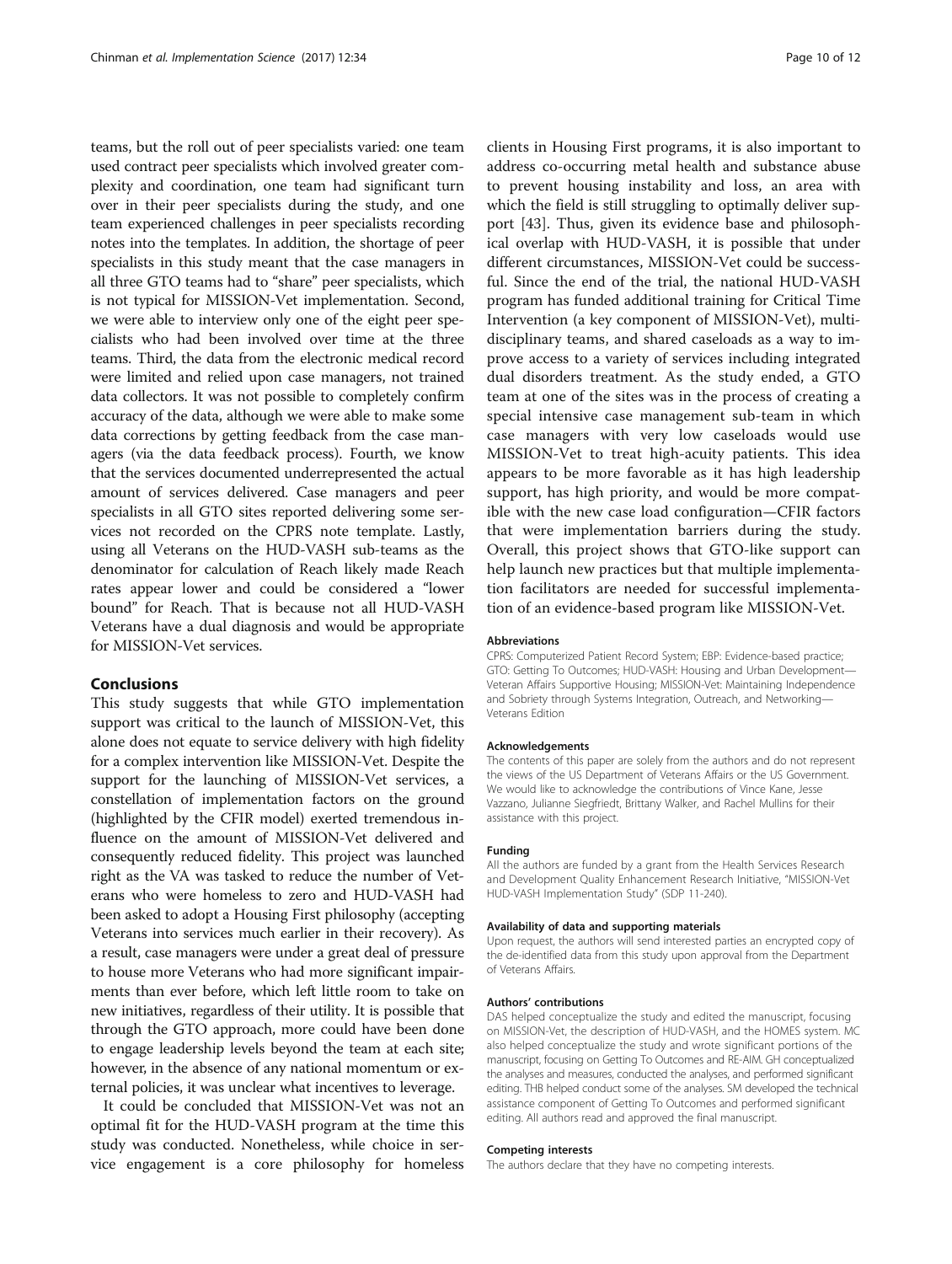teams, but the roll out of peer specialists varied: one team used contract peer specialists which involved greater complexity and coordination, one team had significant turn over in their peer specialists during the study, and one team experienced challenges in peer specialists recording notes into the templates. In addition, the shortage of peer specialists in this study meant that the case managers in all three GTO teams had to "share" peer specialists, which is not typical for MISSION-Vet implementation. Second, we were able to interview only one of the eight peer specialists who had been involved over time at the three teams. Third, the data from the electronic medical record were limited and relied upon case managers, not trained data collectors. It was not possible to completely confirm accuracy of the data, although we were able to make some data corrections by getting feedback from the case managers (via the data feedback process). Fourth, we know that the services documented underrepresented the actual amount of services delivered. Case managers and peer specialists in all GTO sites reported delivering some services not recorded on the CPRS note template. Lastly, using all Veterans on the HUD-VASH sub-teams as the denominator for calculation of Reach likely made Reach rates appear lower and could be considered a "lower bound" for Reach. That is because not all HUD-VASH Veterans have a dual diagnosis and would be appropriate for MISSION-Vet services.

## Conclusions

This study suggests that while GTO implementation support was critical to the launch of MISSION-Vet, this alone does not equate to service delivery with high fidelity for a complex intervention like MISSION-Vet. Despite the support for the launching of MISSION-Vet services, a constellation of implementation factors on the ground (highlighted by the CFIR model) exerted tremendous influence on the amount of MISSION-Vet delivered and consequently reduced fidelity. This project was launched right as the VA was tasked to reduce the number of Veterans who were homeless to zero and HUD-VASH had been asked to adopt a Housing First philosophy (accepting Veterans into services much earlier in their recovery). As a result, case managers were under a great deal of pressure to house more Veterans who had more significant impairments than ever before, which left little room to take on new initiatives, regardless of their utility. It is possible that through the GTO approach, more could have been done to engage leadership levels beyond the team at each site; however, in the absence of any national momentum or external policies, it was unclear what incentives to leverage.

It could be concluded that MISSION-Vet was not an optimal fit for the HUD-VASH program at the time this study was conducted. Nonetheless, while choice in service engagement is a core philosophy for homeless clients in Housing First programs, it is also important to address co-occurring metal health and substance abuse to prevent housing instability and loss, an area with which the field is still struggling to optimally deliver support [43]. Thus, given its evidence base and philosophical overlap with HUD-VASH, it is possible that under different circumstances, MISSION-Vet could be successful. Since the end of the trial, the national HUD-VASH program has funded additional training for Critical Time Intervention (a key component of MISSION-Vet), multidisciplinary teams, and shared caseloads as a way to improve access to a variety of services including integrated dual disorders treatment. As the study ended, a GTO team at one of the sites was in the process of creating a special intensive case management sub-team in which case managers with very low caseloads would use MISSION-Vet to treat high-acuity patients. This idea appears to be more favorable as it has high leadership support, has high priority, and would be more compatible with the new case load configuration—CFIR factors that were implementation barriers during the study. Overall, this project shows that GTO-like support can help launch new practices but that multiple implementation facilitators are needed for successful implementation of an evidence-based program like MISSION-Vet.

#### Abbreviations

CPRS: Computerized Patient Record System; EBP: Evidence-based practice; GTO: Getting To Outcomes; HUD-VASH: Housing and Urban Development—Veteran Affairs Supportive Housing; MISSION-Vet: Maintaining Independence and Sobriety through Systems Integration, Outreach, and Networking—Veterans Edition

#### Acknowledgements

The contents of this paper are solely from the authors and do not represent the views of the US Department of Veterans Affairs or the US Government. We would like to acknowledge the contributions of Vince Kane, Jesse Vazzano, Julianne Siegfriedt, Brittany Walker, and Rachel Mullins for their assistance with this project.

#### Funding

All the authors are funded by a grant from the Health Services Research and Development Quality Enhancement Research Initiative, "MISSION-Vet HUD-VASH Implementation Study" (SDP 11-240).

#### Availability of data and supporting materials

Upon request, the authors will send interested parties an encrypted copy of the de-identified data from this study upon approval from the Department of Veterans Affairs.

#### Authors' contributions

DAS helped conceptualize the study and edited the manuscript, focusing on MISSION-Vet, the description of HUD-VASH, and the HOMES system. MC also helped conceptualize the study and wrote significant portions of the manuscript, focusing on Getting To Outcomes and RE-AIM. GH conceptualized the analyses and measures, conducted the analyses, and performed significant editing. THB helped conduct some of the analyses. SM developed the technical assistance component of Getting To Outcomes and performed significant editing. All authors read and approved the final manuscript.

#### Competing interests

The authors declare that they have no competing interests.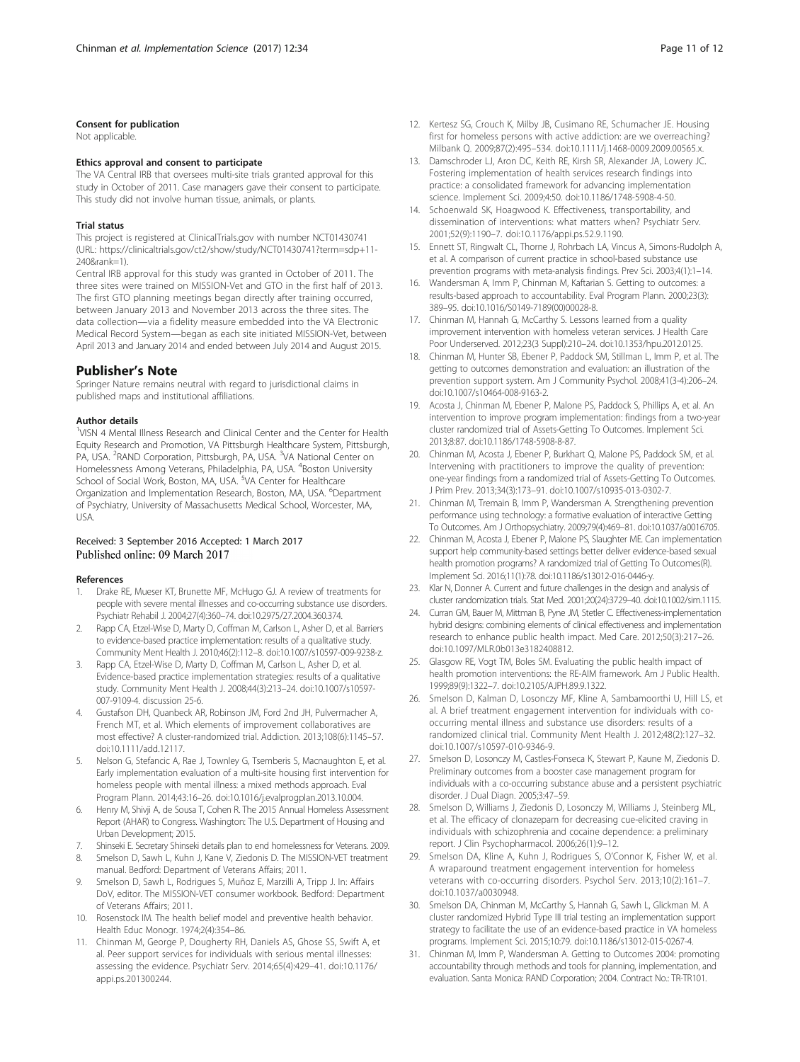#### Consent for publication

Not applicable.

#### Ethics approval and consent to participate

The VA Central IRB that oversees multi-site trials granted approval for this study in October of 2011. Case managers gave their consent to participate. This study did not involve human tissue, animals, or plants.

#### Trial status

This project is registered at ClinicalTrials.gov with number NCT01430741 (URL: https://clinicaltrials.gov/ct2/show/study/NCT01430741?term=sdp+11-240&rank=1).

Central IRB approval for this study was granted in October of 2011. The three sites were trained on MISSION-Vet and GTO in the first half of 2013. The first GTO planning meetings began directly after training occurred, between January 2013 and November 2013 across the three sites. The data collection—via a fidelity measure embedded into the VA Electronic Medical Record System—began as each site initiated MISSION-Vet, between April 2013 and January 2014 and ended between July 2014 and August 2015.

## Publisher's Note

Springer Nature remains neutral with regard to jurisdictional claims in published maps and institutional affiliations.

#### Author details

[1]VISN 4 Mental Illness Research and Clinical Center and the Center for Health Equity Research and Promotion, VA Pittsburgh Healthcare System, Pittsburgh, PA, USA. [2]RAND Corporation, Pittsburgh, PA, USA. [3]VA National Center on Homelessness Among Veterans, Philadelphia, PA, USA. [4]Boston University School of Social Work, Boston, MA, USA. [5]VA Center for Healthcare Organization and Implementation Research, Boston, MA, USA. [6]Department of Psychiatry, University of Massachusetts Medical School, Worcester, MA, USA.

Received: 3 September 2016 Accepted: 1 March 2017
Published online: 09 March 2017

#### References

1. Drake RE, Mueser KT, Brunette MF, McHugo GJ. A review of treatments for people with severe mental illnesses and co-occurring substance use disorders. Psychiatr Rehabil J. 2004;27(4):360–74. doi:10.2975/27.2004.360.374.
2. Rapp CA, Etzel-Wise D, Marty D, Coffman M, Carlson L, Asher D, et al. Barriers to evidence-based practice implementation: results of a qualitative study. Community Ment Health J. 2010;46(2):112–8. doi:10.1007/s10597-009-9238-z.
3. Rapp CA, Etzel-Wise D, Marty D, Coffman M, Carlson L, Asher D, et al. Evidence-based practice implementation strategies: results of a qualitative study. Community Ment Health J. 2008;44(3):213–24. doi:10.1007/s10597-007-9109-4. discussion 25-6.
4. Gustafson DH, Quanbeck AR, Robinson JM, Ford 2nd JH, Pulvermacher A, French MT, et al. Which elements of improvement collaboratives are most effective? A cluster-randomized trial. Addiction. 2013;108(6):1145–57. doi:10.1111/add.12117.
5. Nelson G, Stefancic A, Rae J, Townley G, Tsemberis S, Macnaughton E, et al. Early implementation evaluation of a multi-site housing first intervention for homeless people with mental illness: a mixed methods approach. Eval Program Plann. 2014;43:16–26. doi:10.1016/j.evalprogplan.2013.10.004.
6. Henry M, Shivji A, de Sousa T, Cohen R. The 2015 Annual Homeless Assessment Report (AHAR) to Congress. Washington: The U.S. Department of Housing and Urban Development; 2015.
7. Shinseki E. Secretary Shinseki details plan to end homelessness for Veterans. 2009.
8. Smelson D, Sawh L, Kuhn J, Kane V, Ziedonis D. The MISSION-VET treatment manual. Bedford: Department of Veterans Affairs; 2011.
9. Smelson D, Sawh L, Rodrigues S, Muñoz E, Marzilli A, Tripp J. In: Affairs DoV, editor. The MISSION-VET consumer workbook. Bedford: Department of Veterans Affairs; 2011.
10. Rosenstock IM. The health belief model and preventive health behavior. Health Educ Monogr. 1974;2(4):354–86.
11. Chinman M, George P, Dougherty RH, Daniels AS, Ghose SS, Swift A, et al. Peer support services for individuals with serious mental illnesses: assessing the evidence. Psychiatr Serv. 2014;65(4):429–41. doi:10.1176/appi.ps.201300244.
12. Kertesz SG, Crouch K, Milby JB, Cusimano RE, Schumacher JE. Housing first for homeless persons with active addiction: are we overreaching? Milbank Q. 2009;87(2):495–534. doi:10.1111/j.1468-0009.2009.00565.x.
13. Damschroder LJ, Aron DC, Keith RE, Kirsh SR, Alexander JA, Lowery JC. Fostering implementation of health services research findings into practice: a consolidated framework for advancing implementation science. Implement Sci. 2009;4:50. doi:10.1186/1748-5908-4-50.
14. Schoenwald SK, Hoagwood K. Effectiveness, transportability, and dissemination of interventions: what matters when? Psychiatr Serv. 2001;52(9):1190–7. doi:10.1176/appi.ps.52.9.1190.
15. Ennett ST, Ringwalt CL, Thorne J, Rohrbach LA, Vincus A, Simons-Rudolph A, et al. A comparison of current practice in school-based substance use prevention programs with meta-analysis findings. Prev Sci. 2003;4(1):1–14.
16. Wandersman A, Imm P, Chinman M, Kaftarian S. Getting to outcomes: a results-based approach to accountability. Eval Program Plann. 2000;23(3):389–95. doi:10.1016/S0149-7189(00)00028-8.
17. Chinman M, Hannah G, McCarthy S. Lessons learned from a quality improvement intervention with homeless veteran services. J Health Care Poor Underserved. 2012;23(3 Suppl):210–24. doi:10.1353/hpu.2012.0125.
18. Chinman M, Hunter SB, Ebener P, Paddock SM, Stillman L, Imm P, et al. The getting to outcomes demonstration and evaluation: an illustration of the prevention support system. Am J Community Psychol. 2008;41(3-4):206–24. doi:10.1007/s10464-008-9163-2.
19. Acosta J, Chinman M, Ebener P, Malone PS, Paddock S, Phillips A, et al. An intervention to improve program implementation: findings from a two-year cluster randomized trial of Assets-Getting To Outcomes. Implement Sci. 2013;8:87. doi:10.1186/1748-5908-8-87.
20. Chinman M, Acosta J, Ebener P, Burkhart Q, Malone PS, Paddock SM, et al. Intervening with practitioners to improve the quality of prevention: one-year findings from a randomized trial of Assets-Getting To Outcomes. J Prim Prev. 2013;34(3):173–91. doi:10.1007/s10935-013-0302-7.
21. Chinman M, Tremain B, Imm P, Wandersman A. Strengthening prevention performance using technology: a formative evaluation of interactive Getting To Outcomes. Am J Orthopsychiatry. 2009;79(4):469–81. doi:10.1037/a0016705.
22. Chinman M, Acosta J, Ebener P, Malone PS, Slaughter ME. Can implementation support help community-based settings better deliver evidence-based sexual health promotion programs? A randomized trial of Getting To Outcomes(R). Implement Sci. 2016;11(1):78. doi:10.1186/s13012-016-0446-y.
23. Klar N, Donner A. Current and future challenges in the design and analysis of cluster randomization trials. Stat Med. 2001;20(24):3729–40. doi:10.1002/sim.1115.
24. Curran GM, Bauer M, Mittman B, Pyne JM, Stetler C. Effectiveness-implementation hybrid designs: combining elements of clinical effectiveness and implementation research to enhance public health impact. Med Care. 2012;50(3):217–26. doi:10.1097/MLR.0b013e3182408812.
25. Glasgow RE, Vogt TM, Boles SM. Evaluating the public health impact of health promotion interventions: the RE-AIM framework. Am J Public Health. 1999;89(9):1322–7. doi:10.2105/AJPH.89.9.1322.
26. Smelson D, Kalman D, Losonczy MF, Kline A, Sambamoorthi U, Hill LS, et al. A brief treatment engagement intervention for individuals with co-occurring mental illness and substance use disorders: results of a randomized clinical trial. Community Ment Health J. 2012;48(2):127–32. doi:10.1007/s10597-010-9346-9.
27. Smelson D, Losonczy M, Castles-Fonseca K, Stewart P, Kaune M, Ziedonis D. Preliminary outcomes from a booster case management program for individuals with a co-occurring substance abuse and a persistent psychiatric disorder. J Dual Diagn. 2005;3:47–59.
28. Smelson D, Williams J, Ziedonis D, Losonczy M, Williams J, Steinberg ML, et al. The efficacy of clonazepam for decreasing cue-elicited craving in individuals with schizophrenia and cocaine dependence: a preliminary report. J Clin Psychopharmacol. 2006;26(1):9–12.
29. Smelson DA, Kline A, Kuhn J, Rodrigues S, O'Connor K, Fisher W, et al. A wraparound treatment engagement intervention for homeless veterans with co-occurring disorders. Psychol Serv. 2013;10(2):161–7. doi:10.1037/a0030948.
30. Smelson DA, Chinman M, McCarthy S, Hannah G, Sawh L, Glickman M. A cluster randomized Hybrid Type III trial testing an implementation support strategy to facilitate the use of an evidence-based practice in VA homeless programs. Implement Sci. 2015;10:79. doi:10.1186/s13012-015-0267-4.
31. Chinman M, Imm P, Wandersman A. Getting to Outcomes 2004: promoting accountability through methods and tools for planning, implementation, and evaluation. Santa Monica: RAND Corporation; 2004. Contract No.: TR-TR101.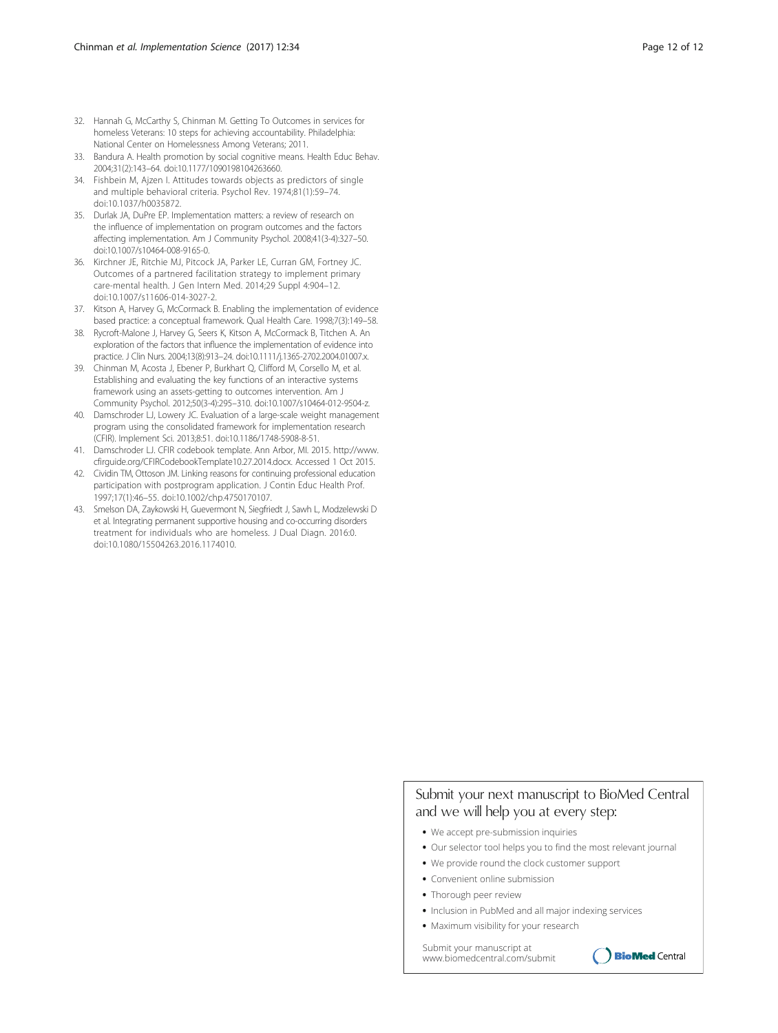32. Hannah G, McCarthy S, Chinman M. Getting To Outcomes in services for homeless Veterans: 10 steps for achieving accountability. Philadelphia: National Center on Homelessness Among Veterans; 2011.
33. Bandura A. Health promotion by social cognitive means. Health Educ Behav. 2004;31(2):143–64. doi:10.1177/1090198104263660.
34. Fishbein M, Ajzen I. Attitudes towards objects as predictors of single and multiple behavioral criteria. Psychol Rev. 1974;81(1):59–74. doi:10.1037/h0035872.
35. Durlak JA, DuPre EP. Implementation matters: a review of research on the influence of implementation on program outcomes and the factors affecting implementation. Am J Community Psychol. 2008;41(3-4):327–50. doi:10.1007/s10464-008-9165-0.
36. Kirchner JE, Ritchie MJ, Pitcock JA, Parker LE, Curran GM, Fortney JC. Outcomes of a partnered facilitation strategy to implement primary care-mental health. J Gen Intern Med. 2014;29 Suppl 4:904–12. doi:10.1007/s11606-014-3027-2.
37. Kitson A, Harvey G, McCormack B. Enabling the implementation of evidence based practice: a conceptual framework. Qual Health Care. 1998;7(3):149–58.
38. Rycroft-Malone J, Harvey G, Seers K, Kitson A, McCormack B, Titchen A. An exploration of the factors that influence the implementation of evidence into practice. J Clin Nurs. 2004;13(8):913–24. doi:10.1111/j.1365-2702.2004.01007.x.
39. Chinman M, Acosta J, Ebener P, Burkhart Q, Clifford M, Corsello M, et al. Establishing and evaluating the key functions of an interactive systems framework using an assets-getting to outcomes intervention. Am J Community Psychol. 2012;50(3-4):295–310. doi:10.1007/s10464-012-9504-z.
40. Damschroder LJ, Lowery JC. Evaluation of a large-scale weight management program using the consolidated framework for implementation research (CFIR). Implement Sci. 2013;8:51. doi:10.1186/1748-5908-8-51.
41. Damschroder LJ. CFIR codebook template. Ann Arbor, MI. 2015. http://www.cfirguide.org/CFIRCodebookTemplate10.27.2014.docx. Accessed 1 Oct 2015.
42. Cividin TM, Ottoson JM. Linking reasons for continuing professional education participation with postprogram application. J Contin Educ Health Prof. 1997;17(1):46–55. doi:10.1002/chp.4750170107.
43. Smelson DA, Zaykowski H, Guevermont N, Siegfriedt J, Sawh L, Modzelewski D et al. Integrating permanent supportive housing and co-occurring disorders treatment for individuals who are homeless. J Dual Diagn. 2016:0. doi:10.1080/15504263.2016.1174010.

Submit your next manuscript to BioMed Central and we will help you at every step:

- We accept pre-submission inquiries
- Our selector tool helps you to find the most relevant journal
- We provide round the clock customer support
- Convenient online submission
- Thorough peer review
- Inclusion in PubMed and all major indexing services
- Maximum visibility for your research

Submit your manuscript at www.biomedcentral.com/submit

BioMed Central